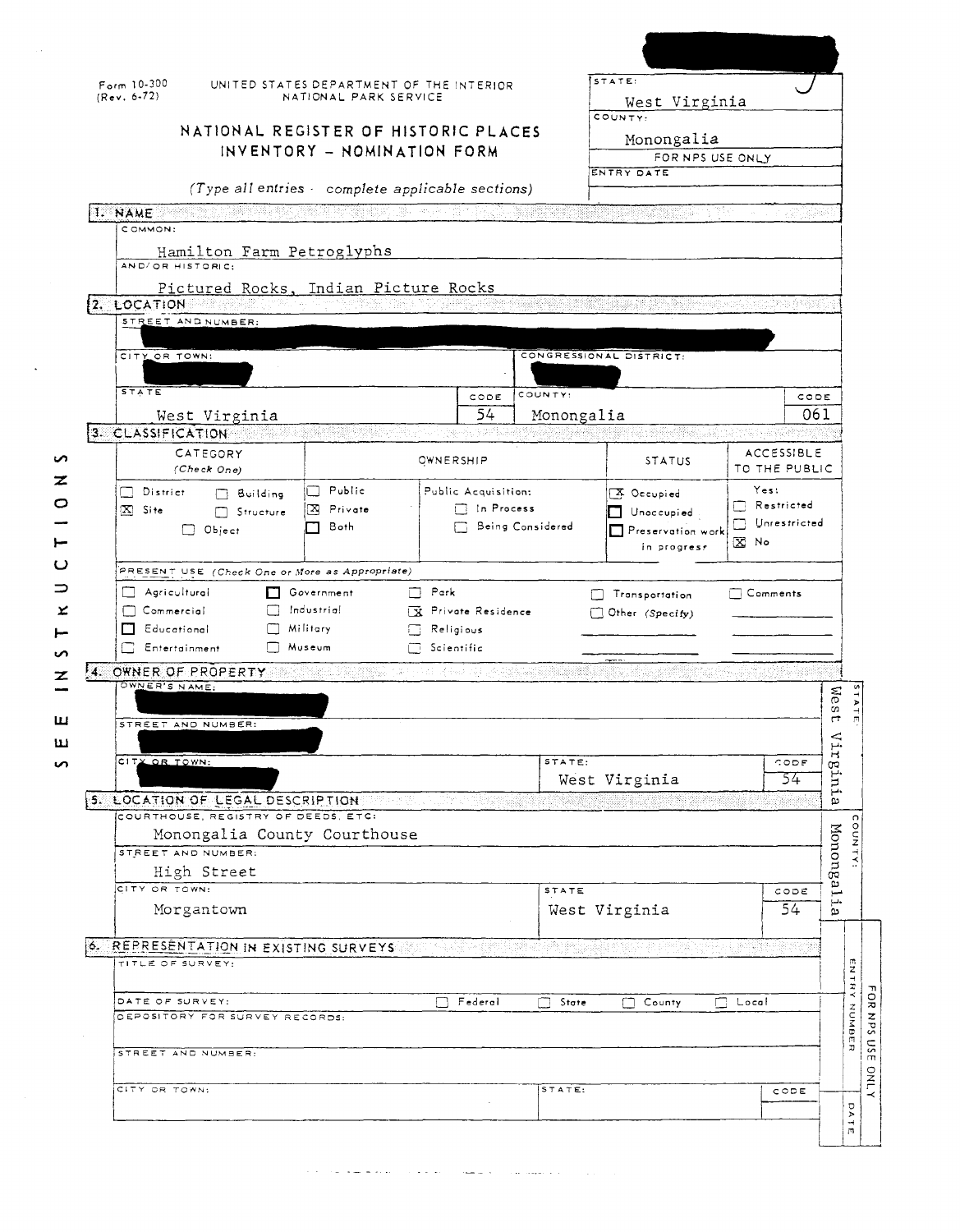Form 10-300
(Rev. 6-72)

UNITED STATES DEPARTMENT OF THE INTERIOR
NATIONAL PARK SERVICE

# NATIONAL REGISTER OF HISTORIC PLACES
# INVENTORY – NOMINATION FORM

*(Type all entries - complete applicable sections)*

| STATE: | West Virginia |
|---|---|
| COUNTY: | Monongalia |
| FOR NPS USE ONLY | |
| ENTRY DATE | |

## 1. NAME

COMMON:

Hamilton Farm Petroglyphs

AND/OR HISTORIC:

Pictured Rocks, Indian Picture Rocks

## 2. LOCATION

STREET AND NUMBER:

CITY OR TOWN:

CONGRESSIONAL DISTRICT:

| STATE | CODE | COUNTY: | CODE |
|---|---|---|---|
| West Virginia | 54 | Monongalia | 061 |

## 3. CLASSIFICATION

| CATEGORY (Check One) | OWNERSHIP | STATUS | ACCESSIBLE TO THE PUBLIC |
|---|---|---|---|
| ☐ District ☐ Building | ☐ Public | Public Acquisition: | ☒ Occupied | Yes: |
| ☒ Site ☐ Structure | ☒ Private | ☐ In Process | ☐ Unoccupied | ☐ Restricted |
| ☐ Object | ☐ Both | ☐ Being Considered | ☐ Preservation work in progress | ☐ Unrestricted |
| | | | | ☒ No |

PRESENT USE *(Check One or More as Appropriate)*

| | | | | |
|---|---|---|---|---|
| ☐ Agricultural | ☐ Government | ☐ Park | ☐ Transportation | ☐ Comments |
| ☐ Commercial | ☐ Industrial | ☒ Private Residence | ☐ Other *(Specify)* | |
| ☐ Educational | ☐ Military | ☐ Religious | | |
| ☐ Entertainment | ☐ Museum | ☐ Scientific | | |

## 4. OWNER OF PROPERTY

OWNER'S NAME:

STREET AND NUMBER:

| CITY OR TOWN: | STATE: | CODE |
|---|---|---|
| | West Virginia | 54 |

## 5. LOCATION OF LEGAL DESCRIPTION

COURTHOUSE, REGISTRY OF DEEDS, ETC:

Monongalia County Courthouse

STREET AND NUMBER:

High Street

| CITY OR TOWN: | STATE | CODE |
|---|---|---|
| Morgantown | West Virginia | 54 |

## 6. REPRESENTATION IN EXISTING SURVEYS

TITLE OF SURVEY:

DATE OF SURVEY: ☐ Federal ☐ State ☐ County ☐ Local

DEPOSITORY FOR SURVEY RECORDS:

STREET AND NUMBER:

| CITY OR TOWN: | STATE: | CODE |
|---|---|---|
| | | |

SEE INSTRUCTIONS

STATE: West Virginia

COUNTY: Monongalia

FOR NPS USE ONLY — ENTRY NUMBER — DATE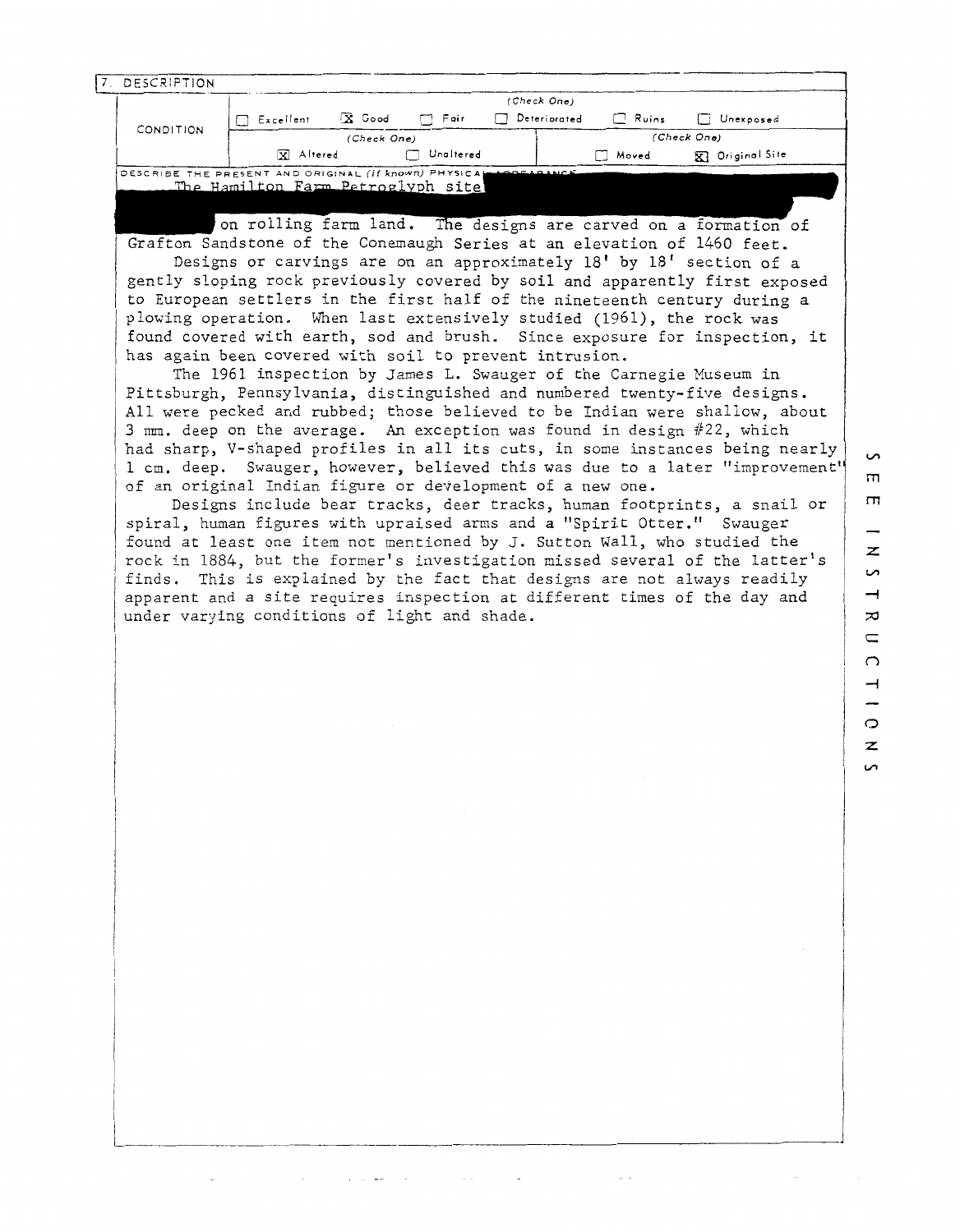## 7. DESCRIPTION

| CONDITION | (Check One) | | | | | |
|---|---|---|---|---|---|---|
| | ☐ Excellent | ☒ Good | ☐ Fair | ☐ Deteriorated | ☐ Ruins | ☐ Unexposed |
| | (Check One) | | | (Check One) | | |
| | ☒ Altered | ☐ Unaltered | | ☐ Moved | ☒ Original Site | |

DESCRIBE THE PRESENT AND ORIGINAL *(if known)* PHYSICAL APPEARANCE

The Hamilton Farm Petroglyph site

on rolling farm land. The designs are carved on a formation of Grafton Sandstone of the Conemaugh Series at an elevation of 1460 feet.

Designs or carvings are on an approximately 18' by 18' section of a gently sloping rock previously covered by soil and apparently first exposed to European settlers in the first half of the nineteenth century during a plowing operation. When last extensively studied (1961), the rock was found covered with earth, sod and brush. Since exposure for inspection, it has again been covered with soil to prevent intrusion.

The 1961 inspection by James L. Swauger of the Carnegie Museum in Pittsburgh, Pennsylvania, distinguished and numbered twenty-five designs. All were pecked and rubbed; those believed to be Indian were shallow, about 3 mm. deep on the average. An exception was found in design #22, which had sharp, V-shaped profiles in all its cuts, in some instances being nearly 1 cm. deep. Swauger, however, believed this was due to a later "improvement" of an original Indian figure or development of a new one.

Designs include bear tracks, deer tracks, human footprints, a snail or spiral, human figures with upraised arms and a "Spirit Otter." Swauger found at least one item not mentioned by J. Sutton Wall, who studied the rock in 1884, but the former's investigation missed several of the latter's finds. This is explained by the fact that designs are not always readily apparent and a site requires inspection at different times of the day and under varying conditions of light and shade.

SEE INSTRUCTIONS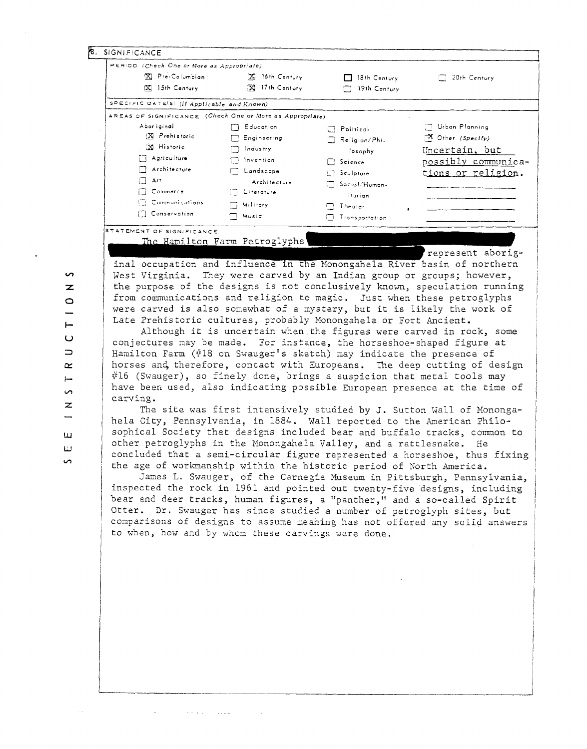## 8. SIGNIFICANCE

**PERIOD** *(Check One or More as Appropriate)*

| | | | |
|---|---|---|---|
| [X] Pre-Columbian | [X] 16th Century | [ ] 18th Century | [ ] 20th Century |
| [X] 15th Century | [X] 17th Century | [ ] 19th Century | |

**SPECIFIC DATE(S)** *(If Applicable and Known)*

**AREAS OF SIGNIFICANCE** *(Check One or More as Appropriate)*

| | | | |
|---|---|---|---|
| Aboriginal | [ ] Education | [ ] Political | [ ] Urban Planning |
| [X] Prehistoric | [ ] Engineering | [ ] Religion/Philosophy | [X] Other *(Specify)* |
| [X] Historic | [ ] Industry | [ ] Science | Uncertain, but possibly communications or religion. |
| [ ] Agriculture | [ ] Invention | [ ] Sculpture | |
| [ ] Architecture | [ ] Landscape Architecture | [ ] Social/Humanitarian | |
| [ ] Art | [ ] Literature | [ ] Theater | |
| [ ] Commerce | [ ] Military | [ ] Transportation | |
| [ ] Communications | [ ] Music | | |
| [ ] Conservation | | | |

**STATEMENT OF SIGNIFICANCE**

The Hamilton Farm Petroglyphs [redacted] represent aboriginal occupation and influence in the Monongahela River basin of northern West Virginia. They were carved by an Indian group or groups; however, the purpose of the designs is not conclusively known, speculation running from communications and religion to magic. Just when these petroglyphs were carved is also somewhat of a mystery, but it is likely the work of Late Prehistoric cultures, probably Monongahela or Fort Ancient.

Although it is uncertain when the figures were carved in rock, some conjectures may be made. For instance, the horseshoe-shaped figure at Hamilton Farm (#18 on Swauger's sketch) may indicate the presence of horses and, therefore, contact with Europeans. The deep cutting of design #16 (Swauger), so finely done, brings a suspicion that metal tools may have been used, also indicating possible European presence at the time of carving.

The site was first intensively studied by J. Sutton Wall of Monongahela City, Pennsylvania, in 1884. Wall reported to the American Philosophical Society that designs included bear and buffalo tracks, common to other petroglyphs in the Monongahela Valley, and a rattlesnake. He concluded that a semi-circular figure represented a horseshoe, thus fixing the age of workmanship within the historic period of North America.

James L. Swauger, of the Carnegie Museum in Pittsburgh, Pennsylvania, inspected the rock in 1961 and pointed out twenty-five designs, including bear and deer tracks, human figures, a "panther," and a so-called Spirit Otter. Dr. Swauger has since studied a number of petroglyph sites, but comparisons of designs to assume meaning has not offered any solid answers to when, how and by whom these carvings were done.

SEE INSTRUCTIONS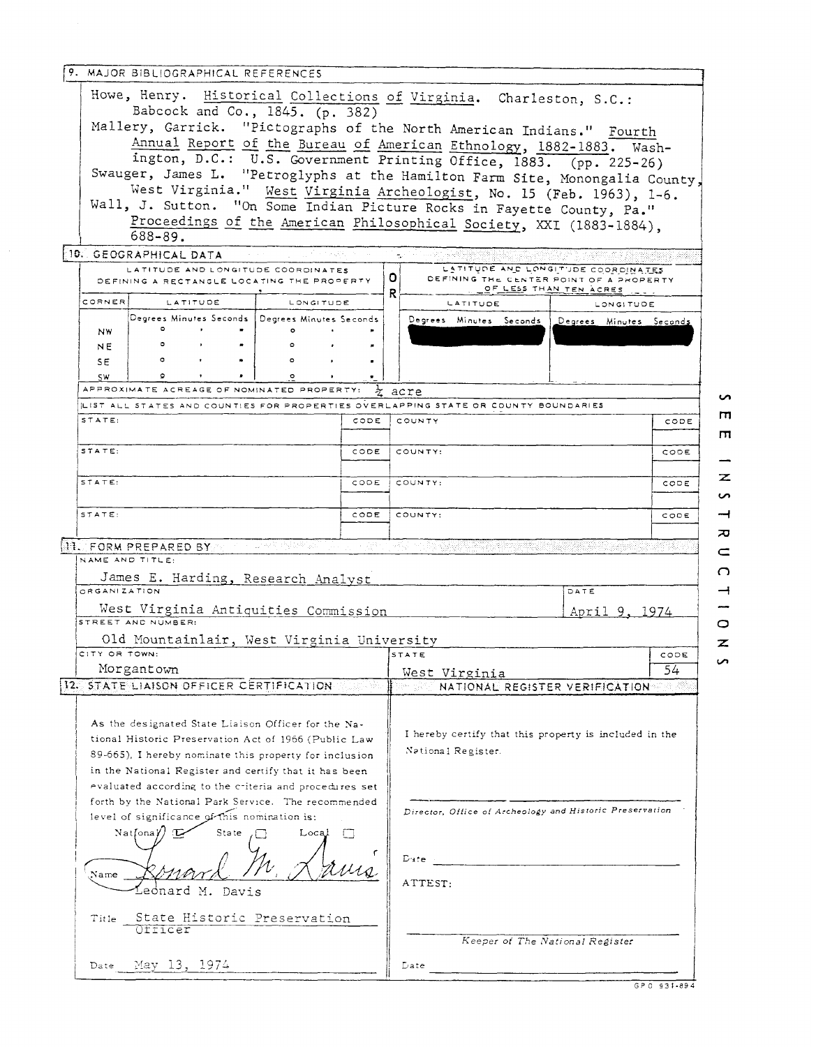## 9. MAJOR BIBLIOGRAPHICAL REFERENCES

Howe, Henry. Historical Collections of Virginia. Charleston, S.C.: Babcock and Co., 1845. (p. 382)

Mallery, Garrick. "Pictographs of the North American Indians." Fourth Annual Report of the Bureau of American Ethnology, 1882-1883. Washington, D.C.: U.S. Government Printing Office, 1883. (pp. 225-26)

Swauger, James L. "Petroglyphs at the Hamilton Farm Site, Monongalia County, West Virginia." West Virginia Archeologist, No. 15 (Feb. 1963), 1-6.

Wall, J. Sutton. "On Some Indian Picture Rocks in Fayette County, Pa." Proceedings of the American Philosophical Society, XXI (1883-1884), 688-89.

## 10. GEOGRAPHICAL DATA

| LATITUDE AND LONGITUDE COORDINATES DEFINING A RECTANGLE LOCATING THE PROPERTY | | | O R | LATITUDE AND LONGITUDE COORDINATES DEFINING THE CENTER POINT OF A PROPERTY OF LESS THAN TEN ACRES | |
|---|---|---|---|---|---|
| CORNER | LATITUDE | LONGITUDE | | LATITUDE | LONGITUDE |
| | Degrees Minutes Seconds | Degrees Minutes Seconds | | Degrees Minutes Seconds | Degrees Minutes Seconds |
| NW | ° ' " | ° ' " | | [redacted] | [redacted] |
| NE | ° ' " | ° ' " | | | |
| SE | ° ' " | ° ' " | | | |
| SW | ° ' " | ° ' " | | | |

APPROXIMATE ACREAGE OF NOMINATED PROPERTY: ½ acre

LIST ALL STATES AND COUNTIES FOR PROPERTIES OVERLAPPING STATE OR COUNTY BOUNDARIES

| STATE: | CODE | COUNTY | CODE |
|---|---|---|---|
| STATE: | CODE | COUNTY: | CODE |
| STATE: | CODE | COUNTY: | CODE |
| STATE: | CODE | COUNTY: | CODE |

## 11. FORM PREPARED BY

NAME AND TITLE:
James E. Harding, Research Analyst

ORGANIZATION: West Virginia Antiquities Commission

DATE: April 9, 1974

STREET AND NUMBER: Old Mountainlair, West Virginia University

CITY OR TOWN: Morgantown

STATE: West Virginia

CODE: 54

## 12. STATE LIAISON OFFICER CERTIFICATION

As the designated State Liaison Officer for the National Historic Preservation Act of 1966 (Public Law 89-665), I hereby nominate this property for inclusion in the National Register and certify that it has been evaluated according to the criteria and procedures set forth by the National Park Service. The recommended level of significance of this nomination is:

National ☒ State ☐ Local ☐

Name: Leonard M. Davis

Title: State Historic Preservation Officer

Date: May 13, 1974

## NATIONAL REGISTER VERIFICATION

I hereby certify that this property is included in the National Register.

Director, Office of Archeology and Historic Preservation

Date

ATTEST:

Keeper of The National Register

Date

SEE INSTRUCTIONS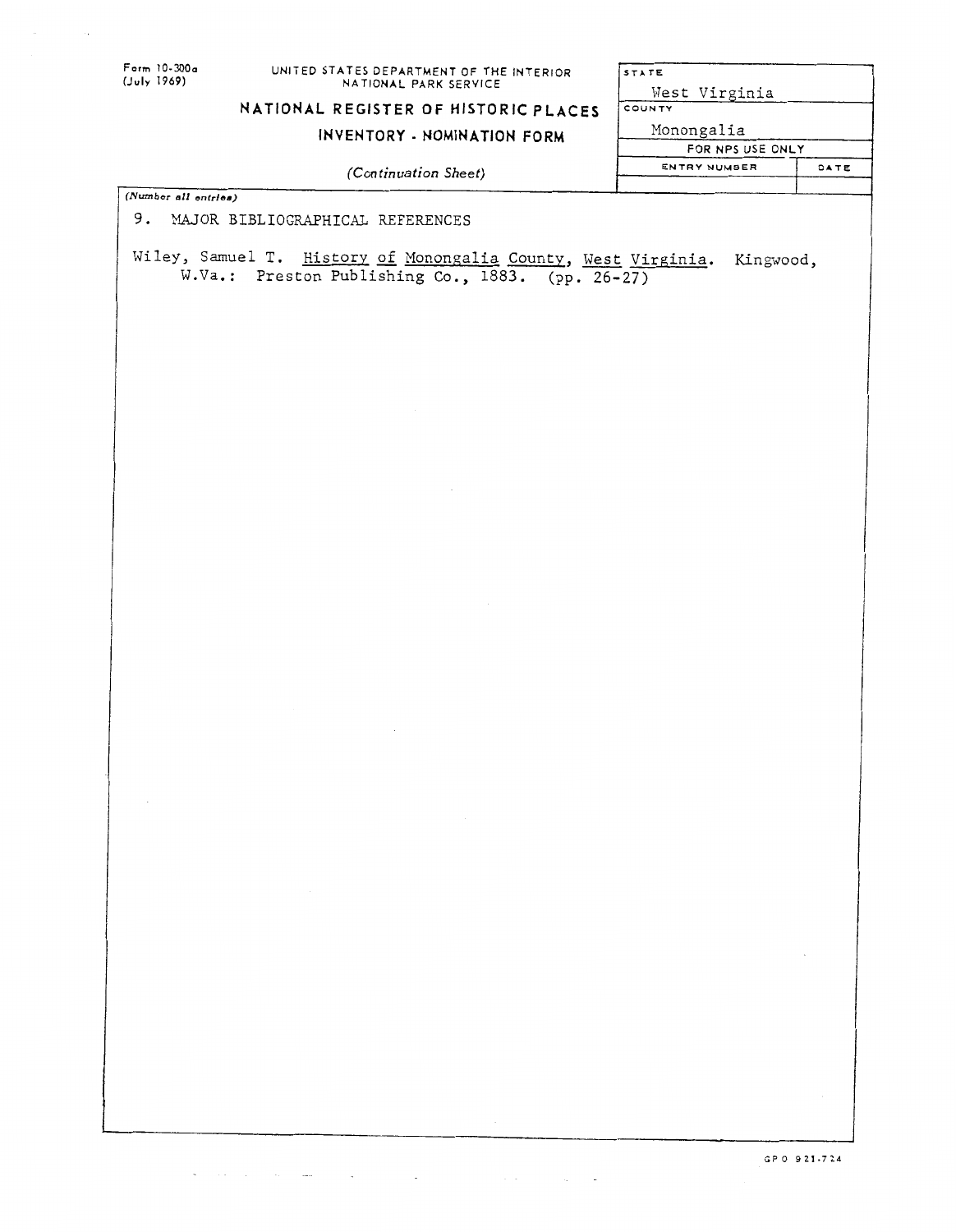Form 10-300a
(July 1969)

UNITED STATES DEPARTMENT OF THE INTERIOR
NATIONAL PARK SERVICE

# NATIONAL REGISTER OF HISTORIC PLACES
## INVENTORY - NOMINATION FORM

*(Continuation Sheet)*

| STATE | |
|---|---|
| West Virginia | |
| COUNTY | |
| Monongalia | |
| FOR NPS USE ONLY | |
| ENTRY NUMBER | DATE |
| | |

*(Number all entries)*

9. MAJOR BIBLIOGRAPHICAL REFERENCES

Wiley, Samuel T. History of Monongalia County, West Virginia. Kingwood, W.Va.: Preston Publishing Co., 1883. (pp. 26-27)

GPO 921-724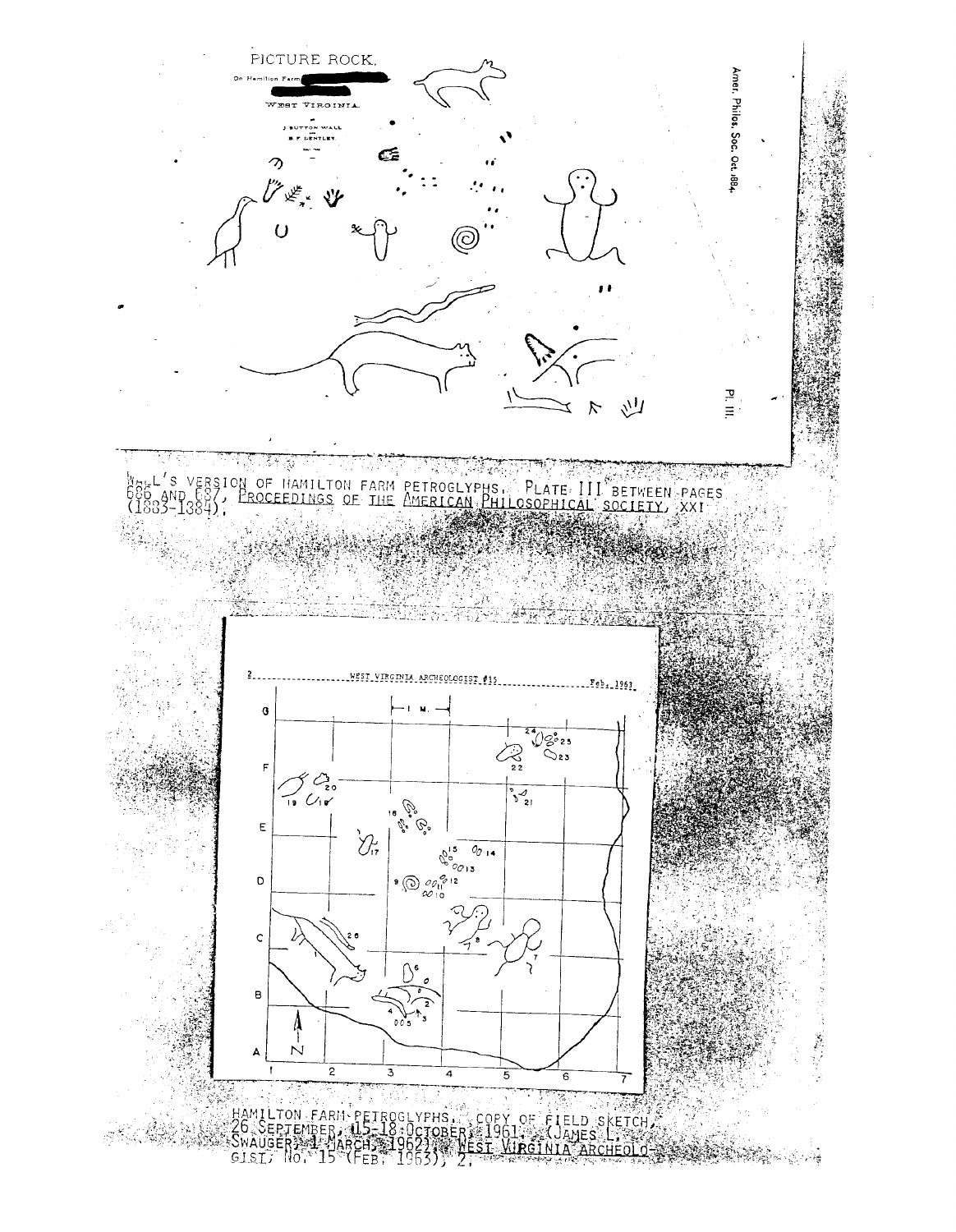PICTURE ROCK,

On Hamilton Farm

WEST VIRGINIA.

J. SUTTON WALL

B. F. BENTLEY

Amer. Philos. Soc. Oct. 1884.

Pl. III.

WALL'S VERSION OF HAMILTON FARM PETROGLYPHS. PLATE III BETWEEN PAGES 686 AND 687, PROCEEDINGS OF THE AMERICAN PHILOSOPHICAL SOCIETY, XXI (1883-1884).

2 ............ WEST VIRGINIA ARCHEOLOGIST #15 ............ Feb. 1963

HAMILTON FARM PETROGLYPHS. COPY OF FIELD SKETCH, 26 SEPTEMBER, 15-18 OCTOBER, 1961. (JAMES L. SWAUGER, 1 MARCH, 1962), WEST VIRGINIA ARCHEOLOGIST, NO. 15 (FEB. 1963), 2.